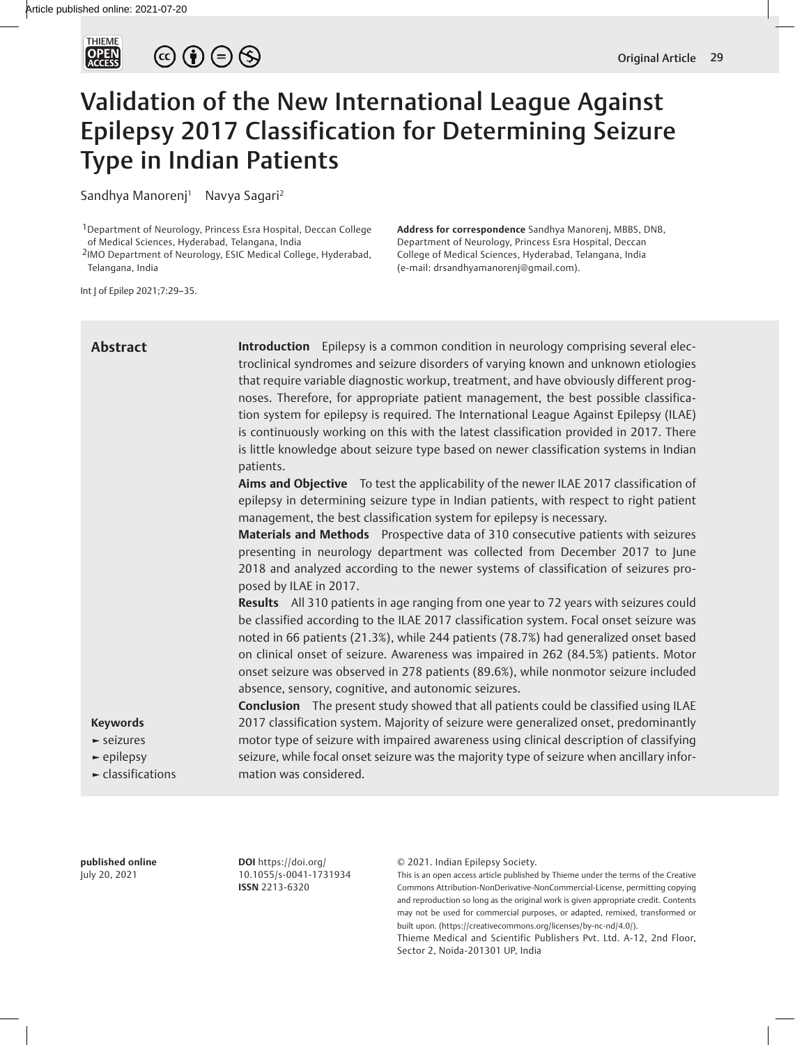# Validation of the New International League Against Epilepsy 2017 Classification for Determining Seizure Type in Indian Patients

Sandhya Manorenj[1] Navya Sagari[2]

[1]Department of Neurology, Princess Esra Hospital, Deccan College of Medical Sciences, Hyderabad, Telangana, India
[2]IMO Department of Neurology, ESIC Medical College, Hyderabad, Telangana, India

Int J of Epilep 2021;7:29–35.

**Address for correspondence** Sandhya Manorenj, MBBS, DNB, Department of Neurology, Princess Esra Hospital, Deccan College of Medical Sciences, Hyderabad, Telangana, India (e-mail: drsandhyamanorenj@gmail.com).

## Abstract

**Introduction** Epilepsy is a common condition in neurology comprising several electroclinical syndromes and seizure disorders of varying known and unknown etiologies that require variable diagnostic workup, treatment, and have obviously different prognoses. Therefore, for appropriate patient management, the best possible classification system for epilepsy is required. The International League Against Epilepsy (ILAE) is continuously working on this with the latest classification provided in 2017. There is little knowledge about seizure type based on newer classification systems in Indian patients.

**Aims and Objective** To test the applicability of the newer ILAE 2017 classification of epilepsy in determining seizure type in Indian patients, with respect to right patient management, the best classification system for epilepsy is necessary.

**Materials and Methods** Prospective data of 310 consecutive patients with seizures presenting in neurology department was collected from December 2017 to June 2018 and analyzed according to the newer systems of classification of seizures proposed by ILAE in 2017.

**Results** All 310 patients in age ranging from one year to 72 years with seizures could be classified according to the ILAE 2017 classification system. Focal onset seizure was noted in 66 patients (21.3%), while 244 patients (78.7%) had generalized onset based on clinical onset of seizure. Awareness was impaired in 262 (84.5%) patients. Motor onset seizure was observed in 278 patients (89.6%), while nonmotor seizure included absence, sensory, cognitive, and autonomic seizures.

**Conclusion** The present study showed that all patients could be classified using ILAE 2017 classification system. Majority of seizure were generalized onset, predominantly motor type of seizure with impaired awareness using clinical description of classifying seizure, while focal onset seizure was the majority type of seizure when ancillary information was considered.

**Keywords**

- seizures
- epilepsy
- classifications

**published online** July 20, 2021

**DOI** https://doi.org/10.1055/s-0041-1731934
**ISSN** 2213-6320

© 2021. Indian Epilepsy Society.
This is an open access article published by Thieme under the terms of the Creative Commons Attribution-NonDerivative-NonCommercial-License, permitting copying and reproduction so long as the original work is given appropriate credit. Contents may not be used for commercial purposes, or adapted, remixed, transformed or built upon. (https://creativecommons.org/licenses/by-nc-nd/4.0/).
Thieme Medical and Scientific Publishers Pvt. Ltd. A-12, 2nd Floor, Sector 2, Noida-201301 UP, India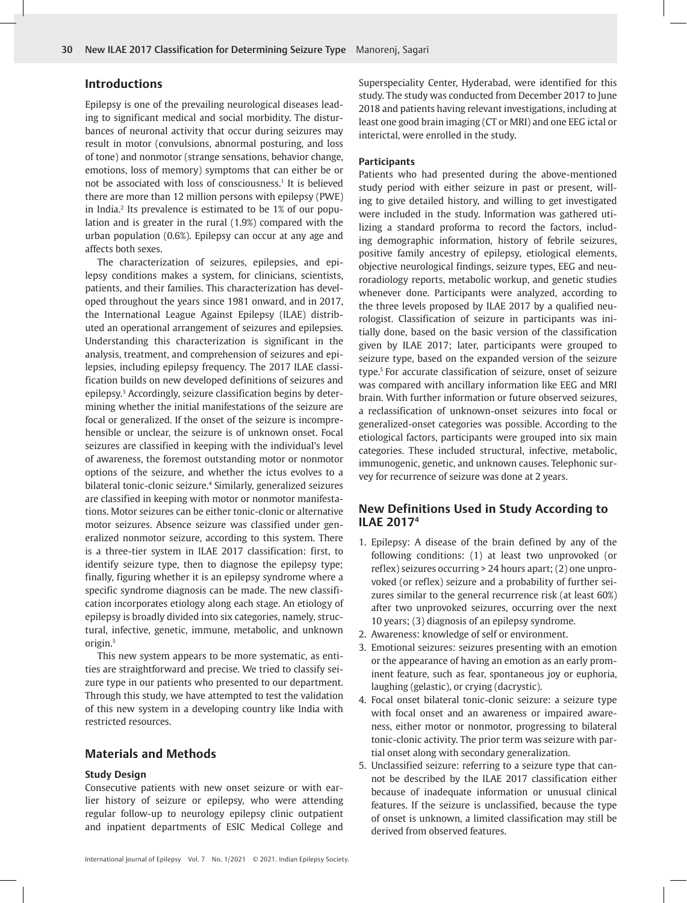## Introductions

Epilepsy is one of the prevailing neurological diseases leading to significant medical and social morbidity. The disturbances of neuronal activity that occur during seizures may result in motor (convulsions, abnormal posturing, and loss of tone) and nonmotor (strange sensations, behavior change, emotions, loss of memory) symptoms that can either be or not be associated with loss of consciousness.[1] It is believed there are more than 12 million persons with epilepsy (PWE) in India.[2] Its prevalence is estimated to be 1% of our population and is greater in the rural (1.9%) compared with the urban population (0.6%). Epilepsy can occur at any age and affects both sexes.

The characterization of seizures, epilepsies, and epilepsy conditions makes a system, for clinicians, scientists, patients, and their families. This characterization has developed throughout the years since 1981 onward, and in 2017, the International League Against Epilepsy (ILAE) distributed an operational arrangement of seizures and epilepsies. Understanding this characterization is significant in the analysis, treatment, and comprehension of seizures and epilepsies, including epilepsy frequency. The 2017 ILAE classification builds on new developed definitions of seizures and epilepsy.[3] Accordingly, seizure classification begins by determining whether the initial manifestations of the seizure are focal or generalized. If the onset of the seizure is incomprehensible or unclear, the seizure is of unknown onset. Focal seizures are classified in keeping with the individual's level of awareness, the foremost outstanding motor or nonmotor options of the seizure, and whether the ictus evolves to a bilateral tonic-clonic seizure.[4] Similarly, generalized seizures are classified in keeping with motor or nonmotor manifestations. Motor seizures can be either tonic-clonic or alternative motor seizures. Absence seizure was classified under generalized nonmotor seizure, according to this system. There is a three-tier system in ILAE 2017 classification: first, to identify seizure type, then to diagnose the epilepsy type; finally, figuring whether it is an epilepsy syndrome where a specific syndrome diagnosis can be made. The new classification incorporates etiology along each stage. An etiology of epilepsy is broadly divided into six categories, namely, structural, infective, genetic, immune, metabolic, and unknown origin.[5]

This new system appears to be more systematic, as entities are straightforward and precise. We tried to classify seizure type in our patients who presented to our department. Through this study, we have attempted to test the validation of this new system in a developing country like India with restricted resources.

## Materials and Methods

### Study Design

Consecutive patients with new onset seizure or with earlier history of seizure or epilepsy, who were attending regular follow-up to neurology epilepsy clinic outpatient and inpatient departments of ESIC Medical College and Superspeciality Center, Hyderabad, were identified for this study. The study was conducted from December 2017 to June 2018 and patients having relevant investigations, including at least one good brain imaging (CT or MRI) and one EEG ictal or interictal, were enrolled in the study.

### Participants

Patients who had presented during the above-mentioned study period with either seizure in past or present, willing to give detailed history, and willing to get investigated were included in the study. Information was gathered utilizing a standard proforma to record the factors, including demographic information, history of febrile seizures, positive family ancestry of epilepsy, etiological elements, objective neurological findings, seizure types, EEG and neuroradiology reports, metabolic workup, and genetic studies whenever done. Participants were analyzed, according to the three levels proposed by ILAE 2017 by a qualified neurologist. Classification of seizure in participants was initially done, based on the basic version of the classification given by ILAE 2017; later, participants were grouped to seizure type, based on the expanded version of the seizure type.[5] For accurate classification of seizure, onset of seizure was compared with ancillary information like EEG and MRI brain. With further information or future observed seizures, a reclassification of unknown-onset seizures into focal or generalized-onset categories was possible. According to the etiological factors, participants were grouped into six main categories. These included structural, infective, metabolic, immunogenic, genetic, and unknown causes. Telephonic survey for recurrence of seizure was done at 2 years.

## New Definitions Used in Study According to ILAE 2017[4]

1. Epilepsy: A disease of the brain defined by any of the following conditions: (1) at least two unprovoked (or reflex) seizures occurring > 24 hours apart; (2) one unprovoked (or reflex) seizure and a probability of further seizures similar to the general recurrence risk (at least 60%) after two unprovoked seizures, occurring over the next 10 years; (3) diagnosis of an epilepsy syndrome.
2. Awareness: knowledge of self or environment.
3. Emotional seizures: seizures presenting with an emotion or the appearance of having an emotion as an early prominent feature, such as fear, spontaneous joy or euphoria, laughing (gelastic), or crying (dacrystic).
4. Focal onset bilateral tonic-clonic seizure: a seizure type with focal onset and an awareness or impaired awareness, either motor or nonmotor, progressing to bilateral tonic-clonic activity. The prior term was seizure with partial onset along with secondary generalization.
5. Unclassified seizure: referring to a seizure type that cannot be described by the ILAE 2017 classification either because of inadequate information or unusual clinical features. If the seizure is unclassified, because the type of onset is unknown, a limited classification may still be derived from observed features.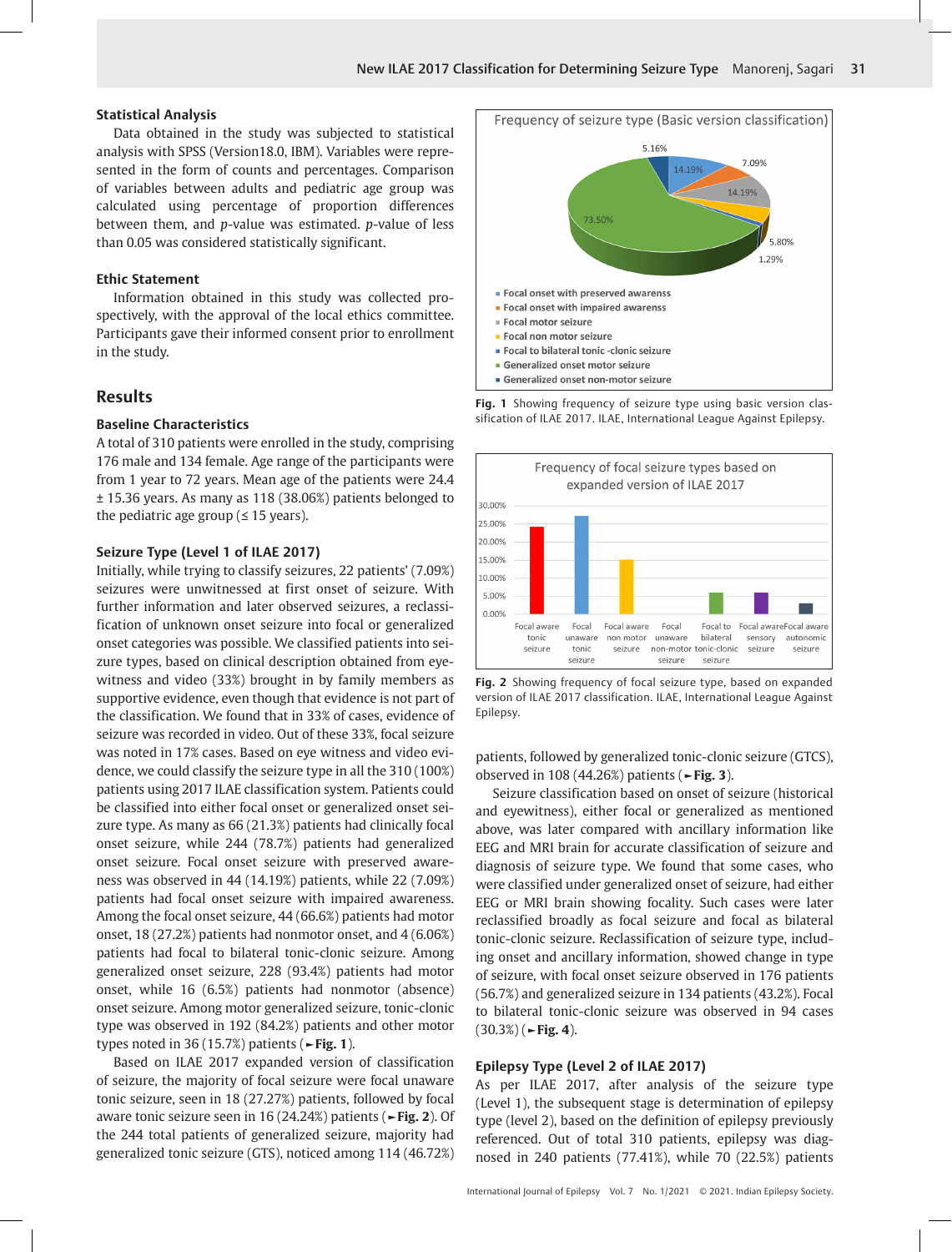### Statistical Analysis

Data obtained in the study was subjected to statistical analysis with SPSS (Version18.0, IBM). Variables were represented in the form of counts and percentages. Comparison of variables between adults and pediatric age group was calculated using percentage of proportion differences between them, and *p*-value was estimated. *p*-value of less than 0.05 was considered statistically significant.

### Ethic Statement

Information obtained in this study was collected prospectively, with the approval of the local ethics committee. Participants gave their informed consent prior to enrollment in the study.

## Results

### Baseline Characteristics

A total of 310 patients were enrolled in the study, comprising 176 male and 134 female. Age range of the participants were from 1 year to 72 years. Mean age of the patients were 24.4 ± 15.36 years. As many as 118 (38.06%) patients belonged to the pediatric age group (≤ 15 years).

### Seizure Type (Level 1 of ILAE 2017)

Initially, while trying to classify seizures, 22 patients' (7.09%) seizures were unwitnessed at first onset of seizure. With further information and later observed seizures, a reclassification of unknown onset seizure into focal or generalized onset categories was possible. We classified patients into seizure types, based on clinical description obtained from eyewitness and video (33%) brought in by family members as supportive evidence, even though that evidence is not part of the classification. We found that in 33% of cases, evidence of seizure was recorded in video. Out of these 33%, focal seizure was noted in 17% cases. Based on eye witness and video evidence, we could classify the seizure type in all the 310 (100%) patients using 2017 ILAE classification system. Patients could be classified into either focal onset or generalized onset seizure type. As many as 66 (21.3%) patients had clinically focal onset seizure, while 244 (78.7%) patients had generalized onset seizure. Focal onset seizure with preserved awareness was observed in 44 (14.19%) patients, while 22 (7.09%) patients had focal onset seizure with impaired awareness. Among the focal onset seizure, 44 (66.6%) patients had motor onset, 18 (27.2%) patients had nonmotor onset, and 4 (6.06%) patients had focal to bilateral tonic-clonic seizure. Among generalized onset seizure, 228 (93.4%) patients had motor onset, while 16 (6.5%) patients had nonmotor (absence) onset seizure. Among motor generalized seizure, tonic-clonic type was observed in 192 (84.2%) patients and other motor types noted in 36 (15.7%) patients (►Fig. 1).

Based on ILAE 2017 expanded version of classification of seizure, the majority of focal seizure were focal unaware tonic seizure, seen in 18 (27.27%) patients, followed by focal aware tonic seizure seen in 16 (24.24%) patients (►Fig. 2). Of the 244 total patients of generalized seizure, majority had generalized tonic seizure (GTS), noticed among 114 (46.72%)

Frequency of seizure type (Basic version classification)

- Focal onset with preserved awareness: 14.19%
- Focal onset with impaired awareness: 7.09%
- Focal motor seizure: 14.19%
- Focal non motor seizure: 5.80%
- Focal to bilateral tonic -clonic seizure: 1.29%
- Generalized onset motor seizure: 73.50%
- Generalized onset non-motor seizure: 5.16%

**Fig. 1** Showing frequency of seizure type using basic version classification of ILAE 2017. ILAE, International League Against Epilepsy.

Frequency of focal seizure types based on expanded version of ILAE 2017

(Bar chart; y-axis 0.00%–30.00%. Categories: Focal aware tonic seizure; Focal unaware tonic seizure; Focal aware non motor seizure; Focal unaware non-motor seizure; Focal to bilateral tonic-clonic seizure; Focal aware sensory seizure; Focal aware autonomic seizure)

**Fig. 2** Showing frequency of focal seizure type, based on expanded version of ILAE 2017 classification. ILAE, International League Against Epilepsy.

patients, followed by generalized tonic-clonic seizure (GTCS), observed in 108 (44.26%) patients (►Fig. 3).

Seizure classification based on onset of seizure (historical and eyewitness), either focal or generalized as mentioned above, was later compared with ancillary information like EEG and MRI brain for accurate classification of seizure and diagnosis of seizure type. We found that some cases, who were classified under generalized onset of seizure, had either EEG or MRI brain showing focality. Such cases were later reclassified broadly as focal seizure and focal as bilateral tonic-clonic seizure. Reclassification of seizure type, including onset and ancillary information, showed change in type of seizure, with focal onset seizure observed in 176 patients (56.7%) and generalized seizure in 134 patients (43.2%). Focal to bilateral tonic-clonic seizure was observed in 94 cases (30.3%) (►Fig. 4).

### Epilepsy Type (Level 2 of ILAE 2017)

As per ILAE 2017, after analysis of the seizure type (Level 1), the subsequent stage is determination of epilepsy type (level 2), based on the definition of epilepsy previously referenced. Out of total 310 patients, epilepsy was diagnosed in 240 patients (77.41%), while 70 (22.5%) patients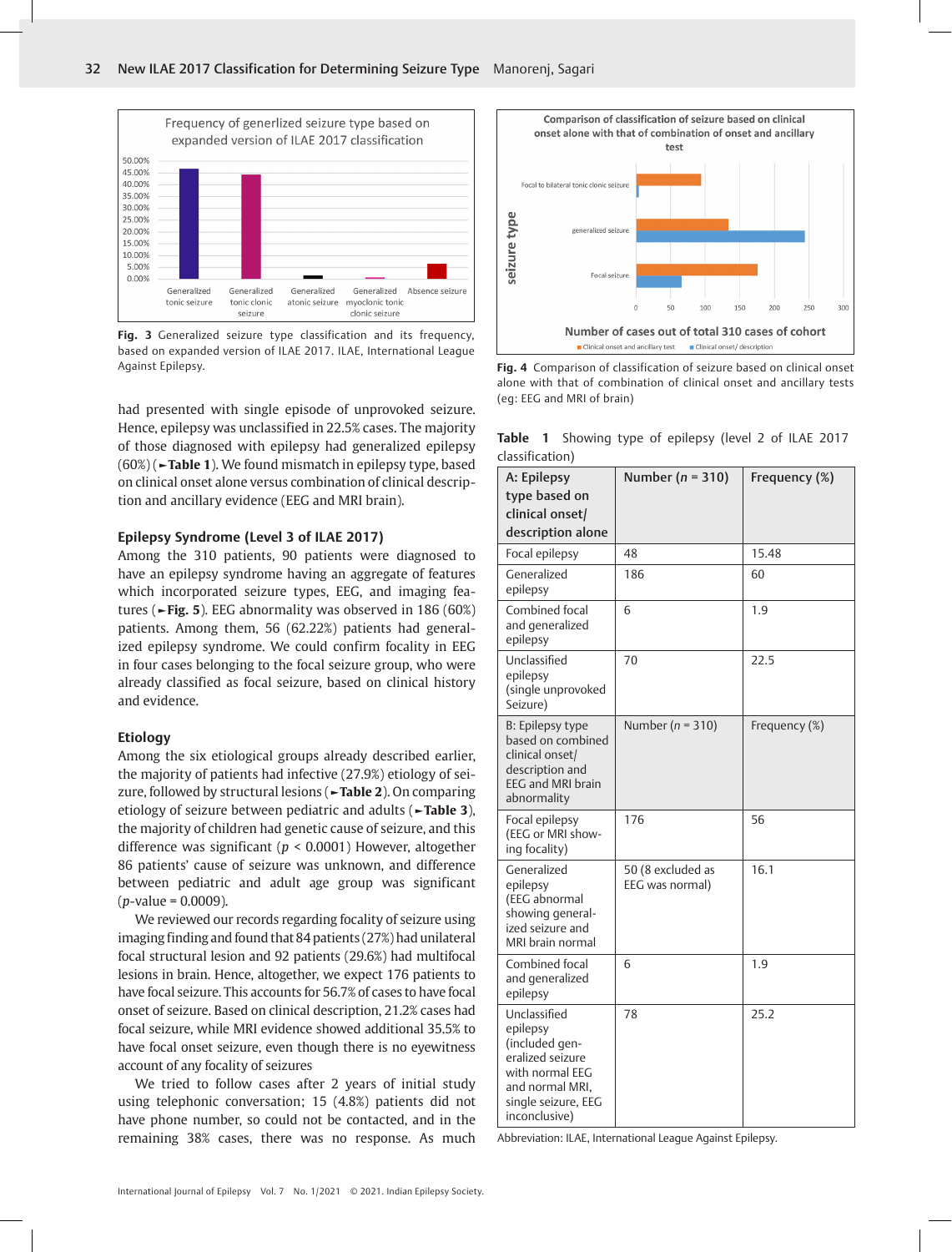Fig. 3 Generalized seizure type classification and its frequency, based on expanded version of ILAE 2017. ILAE, International League Against Epilepsy.

Fig. 4 Comparison of classification of seizure based on clinical onset alone with that of combination of clinical onset and ancillary tests (eg: EEG and MRI of brain)

had presented with single episode of unprovoked seizure. Hence, epilepsy was unclassified in 22.5% cases. The majority of those diagnosed with epilepsy had generalized epilepsy (60%) (►Table 1). We found mismatch in epilepsy type, based on clinical onset alone versus combination of clinical description and ancillary evidence (EEG and MRI brain).

### Epilepsy Syndrome (Level 3 of ILAE 2017)

Among the 310 patients, 90 patients were diagnosed to have an epilepsy syndrome having an aggregate of features which incorporated seizure types, EEG, and imaging features (►Fig. 5). EEG abnormality was observed in 186 (60%) patients. Among them, 56 (62.22%) patients had generalized epilepsy syndrome. We could confirm focality in EEG in four cases belonging to the focal seizure group, who were already classified as focal seizure, based on clinical history and evidence.

### Etiology

Among the six etiological groups already described earlier, the majority of patients had infective (27.9%) etiology of seizure, followed by structural lesions (►Table 2). On comparing etiology of seizure between pediatric and adults (►Table 3), the majority of children had genetic cause of seizure, and this difference was significant ($p < 0.0001$) However, altogether 86 patients' cause of seizure was unknown, and difference between pediatric and adult age group was significant ($p$-value = 0.0009).

We reviewed our records regarding focality of seizure using imaging finding and found that 84 patients (27%) had unilateral focal structural lesion and 92 patients (29.6%) had multifocal lesions in brain. Hence, altogether, we expect 176 patients to have focal seizure. This accounts for 56.7% of cases to have focal onset of seizure. Based on clinical description, 21.2% cases had focal seizure, while MRI evidence showed additional 35.5% to have focal onset seizure, even though there is no eyewitness account of any focality of seizures

We tried to follow cases after 2 years of initial study using telephonic conversation; 15 (4.8%) patients did not have phone number, so could not be contacted, and in the remaining 38% cases, there was no response. As much

Table 1 Showing type of epilepsy (level 2 of ILAE 2017 classification)

| A: Epilepsy type based on clinical onset/ description alone | Number ($n$ = 310) | Frequency (%) |
|---|---|---|
| Focal epilepsy | 48 | 15.48 |
| Generalized epilepsy | 186 | 60 |
| Combined focal and generalized epilepsy | 6 | 1.9 |
| Unclassified epilepsy (single unprovoked Seizure) | 70 | 22.5 |
| **B: Epilepsy type based on combined clinical onset/ description and EEG and MRI brain abnormality** | **Number ($n$ = 310)** | **Frequency (%)** |
| Focal epilepsy (EEG or MRI showing focality) | 176 | 56 |
| Generalized epilepsy (EEG abnormal showing generalized seizure and MRI brain normal | 50 (8 excluded as EEG was normal) | 16.1 |
| Combined focal and generalized epilepsy | 6 | 1.9 |
| Unclassified epilepsy (included generalized seizure with normal EEG and normal MRI, single seizure, EEG inconclusive) | 78 | 25.2 |

Abbreviation: ILAE, International League Against Epilepsy.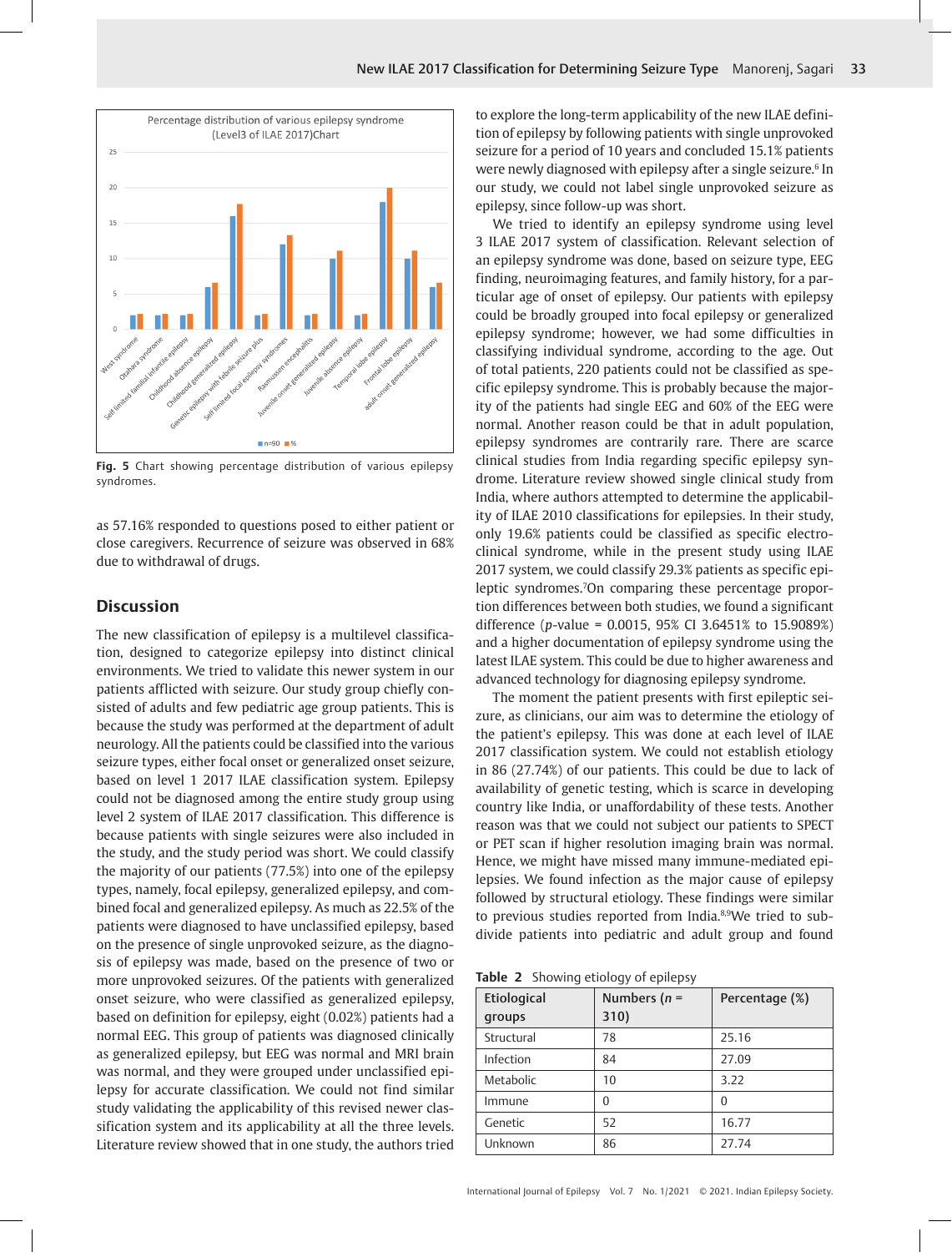Fig. 5 Chart showing percentage distribution of various epilepsy syndromes.

as 57.16% responded to questions posed to either patient or close caregivers. Recurrence of seizure was observed in 68% due to withdrawal of drugs.

## Discussion

The new classification of epilepsy is a multilevel classification, designed to categorize epilepsy into distinct clinical environments. We tried to validate this newer system in our patients afflicted with seizure. Our study group chiefly consisted of adults and few pediatric age group patients. This is because the study was performed at the department of adult neurology. All the patients could be classified into the various seizure types, either focal onset or generalized onset seizure, based on level 1 2017 ILAE classification system. Epilepsy could not be diagnosed among the entire study group using level 2 system of ILAE 2017 classification. This difference is because patients with single seizures were also included in the study, and the study period was short. We could classify the majority of our patients (77.5%) into one of the epilepsy types, namely, focal epilepsy, generalized epilepsy, and combined focal and generalized epilepsy. As much as 22.5% of the patients were diagnosed to have unclassified epilepsy, based on the presence of single unprovoked seizure, as the diagnosis of epilepsy was made, based on the presence of two or more unprovoked seizures. Of the patients with generalized onset seizure, who were classified as generalized epilepsy, based on definition for epilepsy, eight (0.02%) patients had a normal EEG. This group of patients was diagnosed clinically as generalized epilepsy, but EEG was normal and MRI brain was normal, and they were grouped under unclassified epilepsy for accurate classification. We could not find similar study validating the applicability of this revised newer classification system and its applicability at all the three levels. Literature review showed that in one study, the authors tried to explore the long-term applicability of the new ILAE definition of epilepsy by following patients with single unprovoked seizure for a period of 10 years and concluded 15.1% patients were newly diagnosed with epilepsy after a single seizure.[6] In our study, we could not label single unprovoked seizure as epilepsy, since follow-up was short.

We tried to identify an epilepsy syndrome using level 3 ILAE 2017 system of classification. Relevant selection of an epilepsy syndrome was done, based on seizure type, EEG finding, neuroimaging features, and family history, for a particular age of onset of epilepsy. Our patients with epilepsy could be broadly grouped into focal epilepsy or generalized epilepsy syndrome; however, we had some difficulties in classifying individual syndrome, according to the age. Out of total patients, 220 patients could not be classified as specific epilepsy syndrome. This is probably because the majority of the patients had single EEG and 60% of the EEG were normal. Another reason could be that in adult population, epilepsy syndromes are contrarily rare. There are scarce clinical studies from India regarding specific epilepsy syndrome. Literature review showed single clinical study from India, where authors attempted to determine the applicability of ILAE 2010 classifications for epilepsies. In their study, only 19.6% patients could be classified as specific electroclinical syndrome, while in the present study using ILAE 2017 system, we could classify 29.3% patients as specific epileptic syndromes.[7] On comparing these percentage proportion differences between both studies, we found a significant difference ($p$-value = 0.0015, 95% CI 3.6451% to 15.9089%) and a higher documentation of epilepsy syndrome using the latest ILAE system. This could be due to higher awareness and advanced technology for diagnosing epilepsy syndrome.

The moment the patient presents with first epileptic seizure, as clinicians, our aim was to determine the etiology of the patient's epilepsy. This was done at each level of ILAE 2017 classification system. We could not establish etiology in 86 (27.74%) of our patients. This could be due to lack of availability of genetic testing, which is scarce in developing country like India, or unaffordability of these tests. Another reason was that we could not subject our patients to SPECT or PET scan if higher resolution imaging brain was normal. Hence, we might have missed many immune-mediated epilepsies. We found infection as the major cause of epilepsy followed by structural etiology. These findings were similar to previous studies reported from India.[8,9] We tried to subdivide patients into pediatric and adult group and found

**Table 2** Showing etiology of epilepsy

| Etiological groups | Numbers ($n$ = 310) | Percentage (%) |
|---|---|---|
| Structural | 78 | 25.16 |
| Infection | 84 | 27.09 |
| Metabolic | 10 | 3.22 |
| Immune | 0 | 0 |
| Genetic | 52 | 16.77 |
| Unknown | 86 | 27.74 |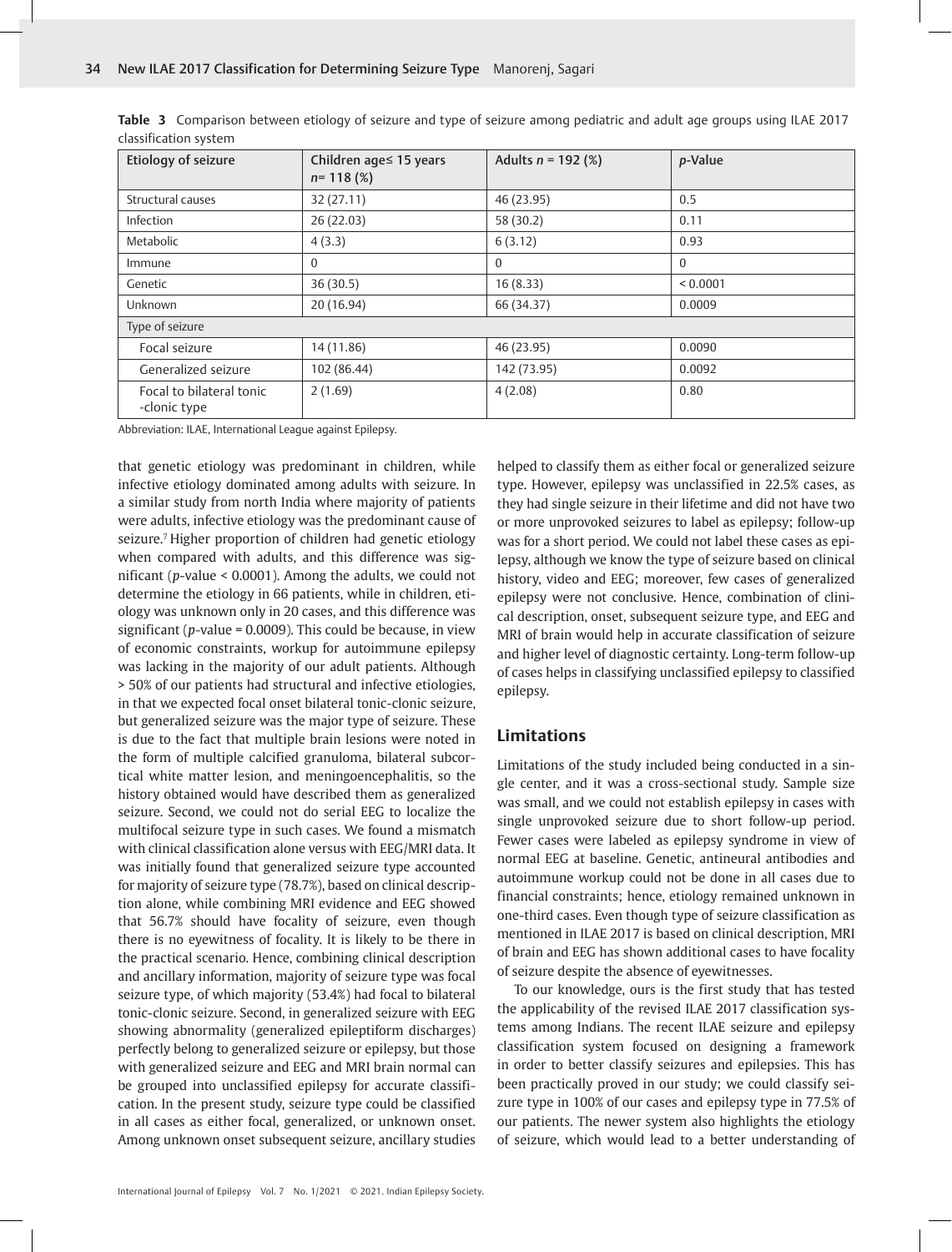**Table 3** Comparison between etiology of seizure and type of seizure among pediatric and adult age groups using ILAE 2017 classification system

| Etiology of seizure | Children age≤ 15 years $n$= 118 (%) | Adults $n$ = 192 (%) | $p$-Value |
|---|---|---|---|
| Structural causes | 32 (27.11) | 46 (23.95) | 0.5 |
| Infection | 26 (22.03) | 58 (30.2) | 0.11 |
| Metabolic | 4 (3.3) | 6 (3.12) | 0.93 |
| Immune | 0 | 0 | 0 |
| Genetic | 36 (30.5) | 16 (8.33) | < 0.0001 |
| Unknown | 20 (16.94) | 66 (34.37) | 0.0009 |
| Type of seizure | | | |
| Focal seizure | 14 (11.86) | 46 (23.95) | 0.0090 |
| Generalized seizure | 102 (86.44) | 142 (73.95) | 0.0092 |
| Focal to bilateral tonic -clonic type | 2 (1.69) | 4 (2.08) | 0.80 |

Abbreviation: ILAE, International League against Epilepsy.

that genetic etiology was predominant in children, while infective etiology dominated among adults with seizure. In a similar study from north India where majority of patients were adults, infective etiology was the predominant cause of seizure.[7] Higher proportion of children had genetic etiology when compared with adults, and this difference was significant ($p$-value < 0.0001). Among the adults, we could not determine the etiology in 66 patients, while in children, etiology was unknown only in 20 cases, and this difference was significant ($p$-value = 0.0009). This could be because, in view of economic constraints, workup for autoimmune epilepsy was lacking in the majority of our adult patients. Although > 50% of our patients had structural and infective etiologies, in that we expected focal onset bilateral tonic-clonic seizure, but generalized seizure was the major type of seizure. These is due to the fact that multiple brain lesions were noted in the form of multiple calcified granuloma, bilateral subcortical white matter lesion, and meningoencephalitis, so the history obtained would have described them as generalized seizure. Second, we could not do serial EEG to localize the multifocal seizure type in such cases. We found a mismatch with clinical classification alone versus with EEG/MRI data. It was initially found that generalized seizure type accounted for majority of seizure type (78.7%), based on clinical description alone, while combining MRI evidence and EEG showed that 56.7% should have focality of seizure, even though there is no eyewitness of focality. It is likely to be there in the practical scenario. Hence, combining clinical description and ancillary information, majority of seizure type was focal seizure type, of which majority (53.4%) had focal to bilateral tonic-clonic seizure. Second, in generalized seizure with EEG showing abnormality (generalized epileptiform discharges) perfectly belong to generalized seizure or epilepsy, but those with generalized seizure and EEG and MRI brain normal can be grouped into unclassified epilepsy for accurate classification. In the present study, seizure type could be classified in all cases as either focal, generalized, or unknown onset. Among unknown onset subsequent seizure, ancillary studies helped to classify them as either focal or generalized seizure type. However, epilepsy was unclassified in 22.5% cases, as they had single seizure in their lifetime and did not have two or more unprovoked seizures to label as epilepsy; follow-up was for a short period. We could not label these cases as epilepsy, although we know the type of seizure based on clinical history, video and EEG; moreover, few cases of generalized epilepsy were not conclusive. Hence, combination of clinical description, onset, subsequent seizure type, and EEG and MRI of brain would help in accurate classification of seizure and higher level of diagnostic certainty. Long-term follow-up of cases helps in classifying unclassified epilepsy to classified epilepsy.

## Limitations

Limitations of the study included being conducted in a single center, and it was a cross-sectional study. Sample size was small, and we could not establish epilepsy in cases with single unprovoked seizure due to short follow-up period. Fewer cases were labeled as epilepsy syndrome in view of normal EEG at baseline. Genetic, antineural antibodies and autoimmune workup could not be done in all cases due to financial constraints; hence, etiology remained unknown in one-third cases. Even though type of seizure classification as mentioned in ILAE 2017 is based on clinical description, MRI of brain and EEG has shown additional cases to have focality of seizure despite the absence of eyewitnesses.

To our knowledge, ours is the first study that has tested the applicability of the revised ILAE 2017 classification systems among Indians. The recent ILAE seizure and epilepsy classification system focused on designing a framework in order to better classify seizures and epilepsies. This has been practically proved in our study; we could classify seizure type in 100% of our cases and epilepsy type in 77.5% of our patients. The newer system also highlights the etiology of seizure, which would lead to a better understanding of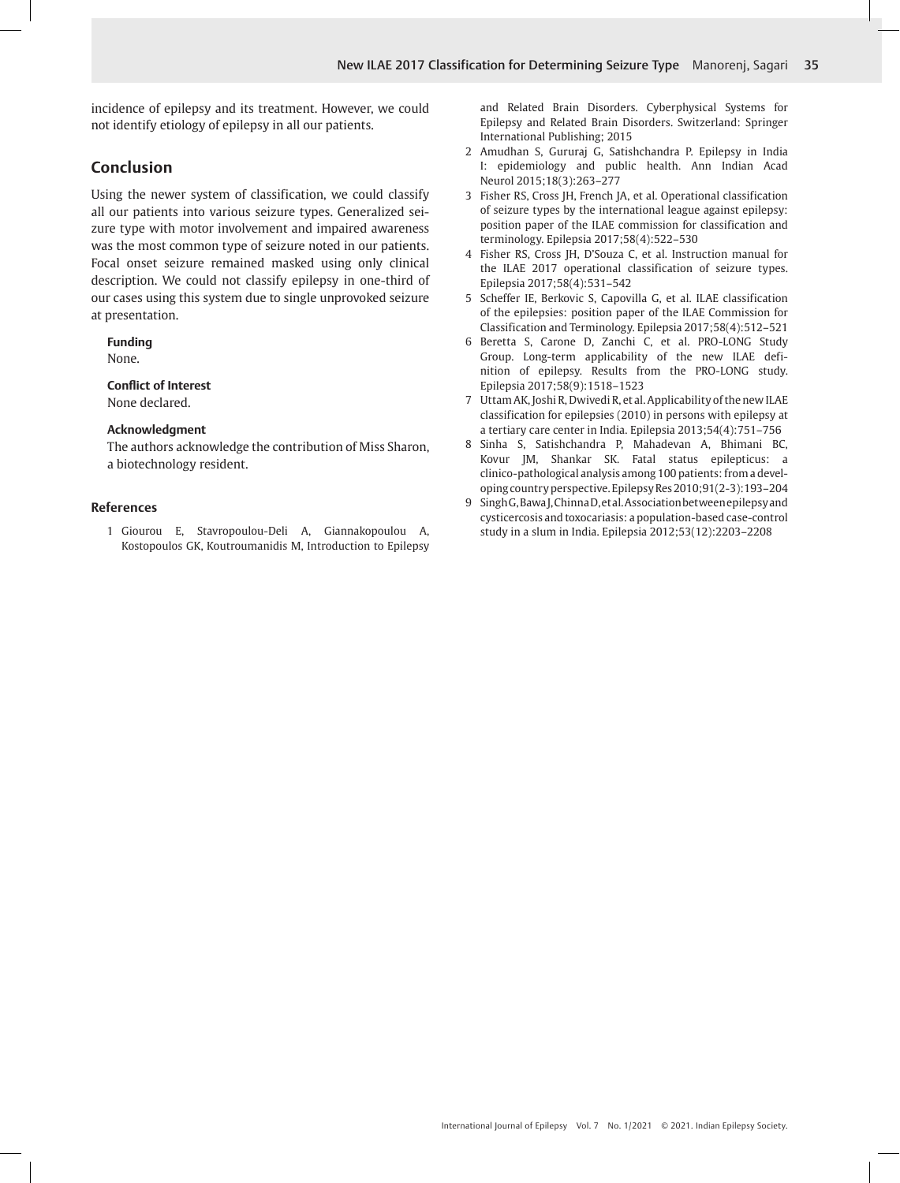incidence of epilepsy and its treatment. However, we could not identify etiology of epilepsy in all our patients.

## Conclusion

Using the newer system of classification, we could classify all our patients into various seizure types. Generalized seizure type with motor involvement and impaired awareness was the most common type of seizure noted in our patients. Focal onset seizure remained masked using only clinical description. We could not classify epilepsy in one-third of our cases using this system due to single unprovoked seizure at presentation.

**Funding**

None.

**Conflict of Interest**

None declared.

**Acknowledgment**

The authors acknowledge the contribution of Miss Sharon, a biotechnology resident.

## References

1 Giourou E, Stavropoulou-Deli A, Giannakopoulou A, Kostopoulos GK, Koutroumanidis M, Introduction to Epilepsy and Related Brain Disorders. Cyberphysical Systems for Epilepsy and Related Brain Disorders. Switzerland: Springer International Publishing; 2015

2 Amudhan S, Gururaj G, Satishchandra P. Epilepsy in India I: epidemiology and public health. Ann Indian Acad Neurol 2015;18(3):263–277

3 Fisher RS, Cross JH, French JA, et al. Operational classification of seizure types by the international league against epilepsy: position paper of the ILAE commission for classification and terminology. Epilepsia 2017;58(4):522–530

4 Fisher RS, Cross JH, D'Souza C, et al. Instruction manual for the ILAE 2017 operational classification of seizure types. Epilepsia 2017;58(4):531–542

5 Scheffer IE, Berkovic S, Capovilla G, et al. ILAE classification of the epilepsies: position paper of the ILAE Commission for Classification and Terminology. Epilepsia 2017;58(4):512–521

6 Beretta S, Carone D, Zanchi C, et al. PRO-LONG Study Group. Long-term applicability of the new ILAE definition of epilepsy. Results from the PRO-LONG study. Epilepsia 2017;58(9):1518–1523

7 Uttam AK, Joshi R, Dwivedi R, et al. Applicability of the new ILAE classification for epilepsies (2010) in persons with epilepsy at a tertiary care center in India. Epilepsia 2013;54(4):751–756

8 Sinha S, Satishchandra P, Mahadevan A, Bhimani BC, Kovur JM, Shankar SK. Fatal status epilepticus: a clinico-pathological analysis among 100 patients: from a developing country perspective. Epilepsy Res 2010;91(2-3):193–204

9 Singh G, Bawa J, Chinna D, et al. Association between epilepsy and cysticercosis and toxocariasis: a population-based case-control study in a slum in India. Epilepsia 2012;53(12):2203–2208